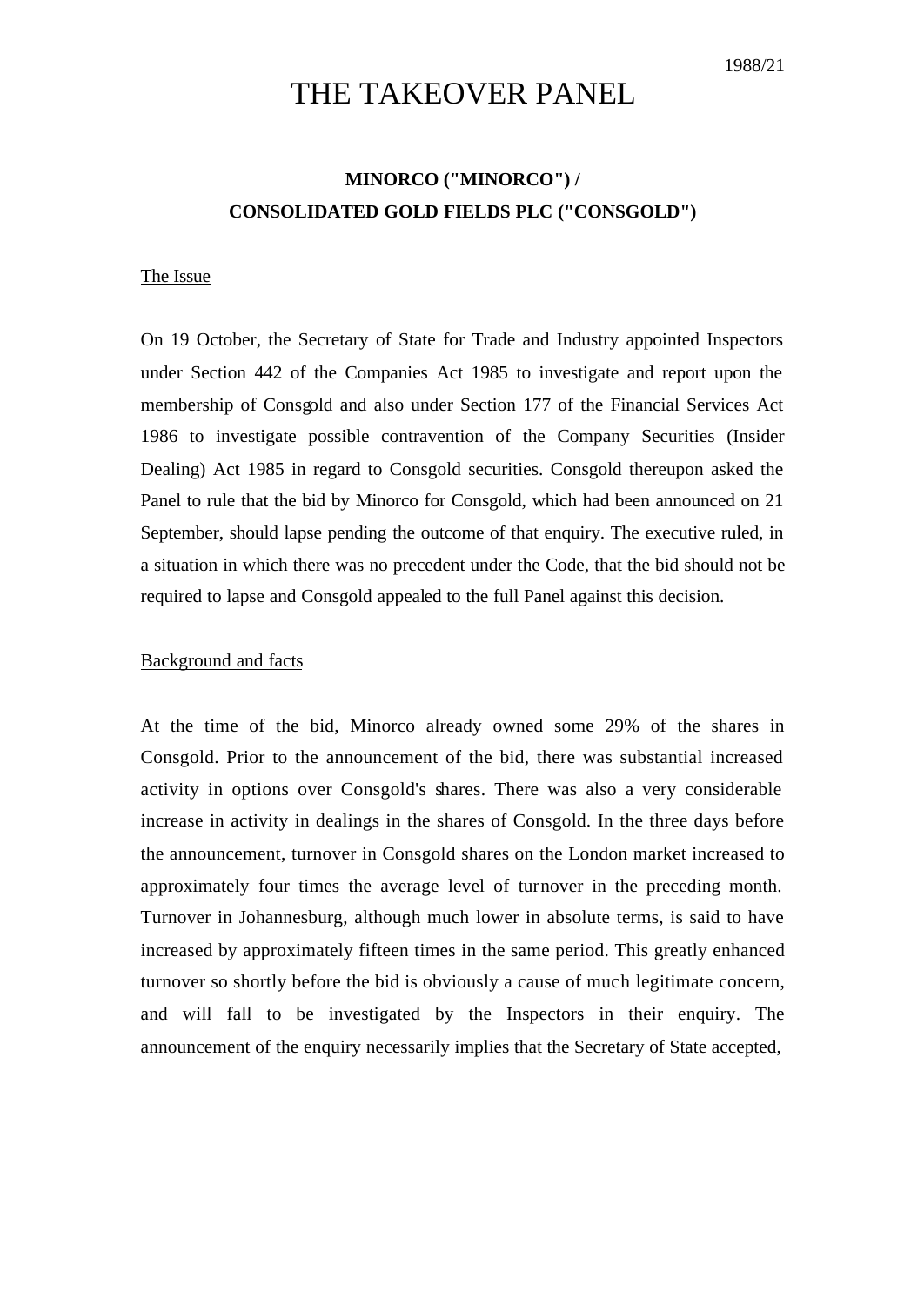1988/21

# THE TAKEOVER PANEL

## MINORCO ("MINORCO") / CONSOLIDATED GOLD FIELDS PLC ("CONSGOLD")

The Issue

On 19 October, the Secretary of State for Trade and Industry appointed Inspectors under Section 442 of the Companies Act 1985 to investigate and report upon the membership of Consgold and also under Section 177 of the Financial Services Act 1986 to investigate possible contravention of the Company Securities (Insider Dealing) Act 1985 in regard to Consgold securities. Consgold thereupon asked the Panel to rule that the bid by Minorco for Consgold, which had been announced on 21 September, should lapse pending the outcome of that enquiry. The executive ruled, in a situation in which there was no precedent under the Code, that the bid should not be required to lapse and Consgold appealed to the full Panel against this decision.

Background and facts

At the time of the bid, Minorco already owned some 29% of the shares in Consgold. Prior to the announcement of the bid, there was substantial increased activity in options over Consgold's shares. There was also a very considerable increase in activity in dealings in the shares of Consgold. In the three days before the announcement, turnover in Consgold shares on the London market increased to approximately four times the average level of turnover in the preceding month. Turnover in Johannesburg, although much lower in absolute terms, is said to have increased by approximately fifteen times in the same period. This greatly enhanced turnover so shortly before the bid is obviously a cause of much legitimate concern, and will fall to be investigated by the Inspectors in their enquiry. The announcement of the enquiry necessarily implies that the Secretary of State accepted,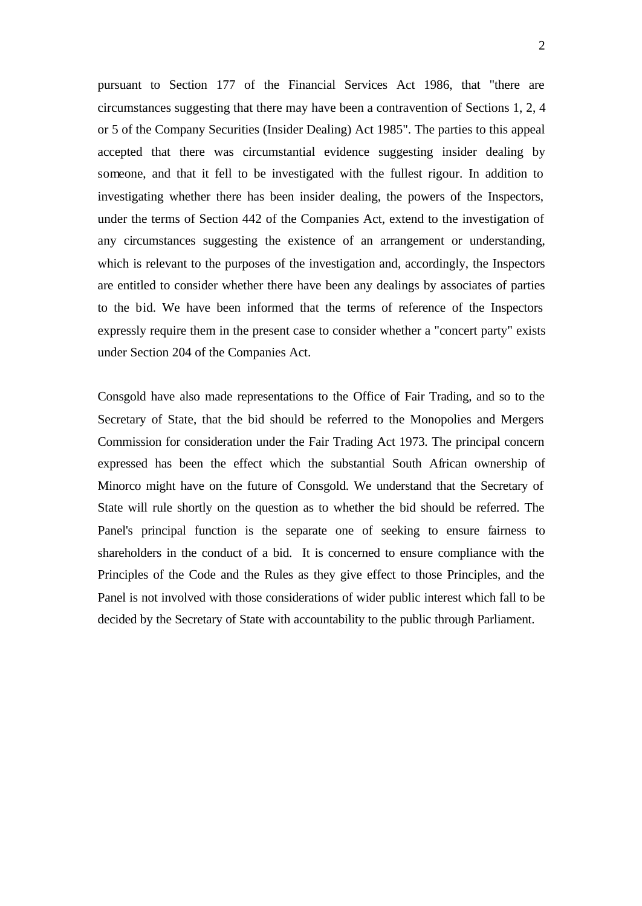pursuant to Section 177 of the Financial Services Act 1986, that "there are circumstances suggesting that there may have been a contravention of Sections 1, 2, 4 or 5 of the Company Securities (Insider Dealing) Act 1985". The parties to this appeal accepted that there was circumstantial evidence suggesting insider dealing by someone, and that it fell to be investigated with the fullest rigour. In addition to investigating whether there has been insider dealing, the powers of the Inspectors, under the terms of Section 442 of the Companies Act, extend to the investigation of any circumstances suggesting the existence of an arrangement or understanding, which is relevant to the purposes of the investigation and, accordingly, the Inspectors are entitled to consider whether there have been any dealings by associates of parties to the bid. We have been informed that the terms of reference of the Inspectors expressly require them in the present case to consider whether a "concert party" exists under Section 204 of the Companies Act.

Consgold have also made representations to the Office of Fair Trading, and so to the Secretary of State, that the bid should be referred to the Monopolies and Mergers Commission for consideration under the Fair Trading Act 1973. The principal concern expressed has been the effect which the substantial South African ownership of Minorco might have on the future of Consgold. We understand that the Secretary of State will rule shortly on the question as to whether the bid should be referred. The Panel's principal function is the separate one of seeking to ensure fairness to shareholders in the conduct of a bid. It is concerned to ensure compliance with the Principles of the Code and the Rules as they give effect to those Principles, and the Panel is not involved with those considerations of wider public interest which fall to be decided by the Secretary of State with accountability to the public through Parliament.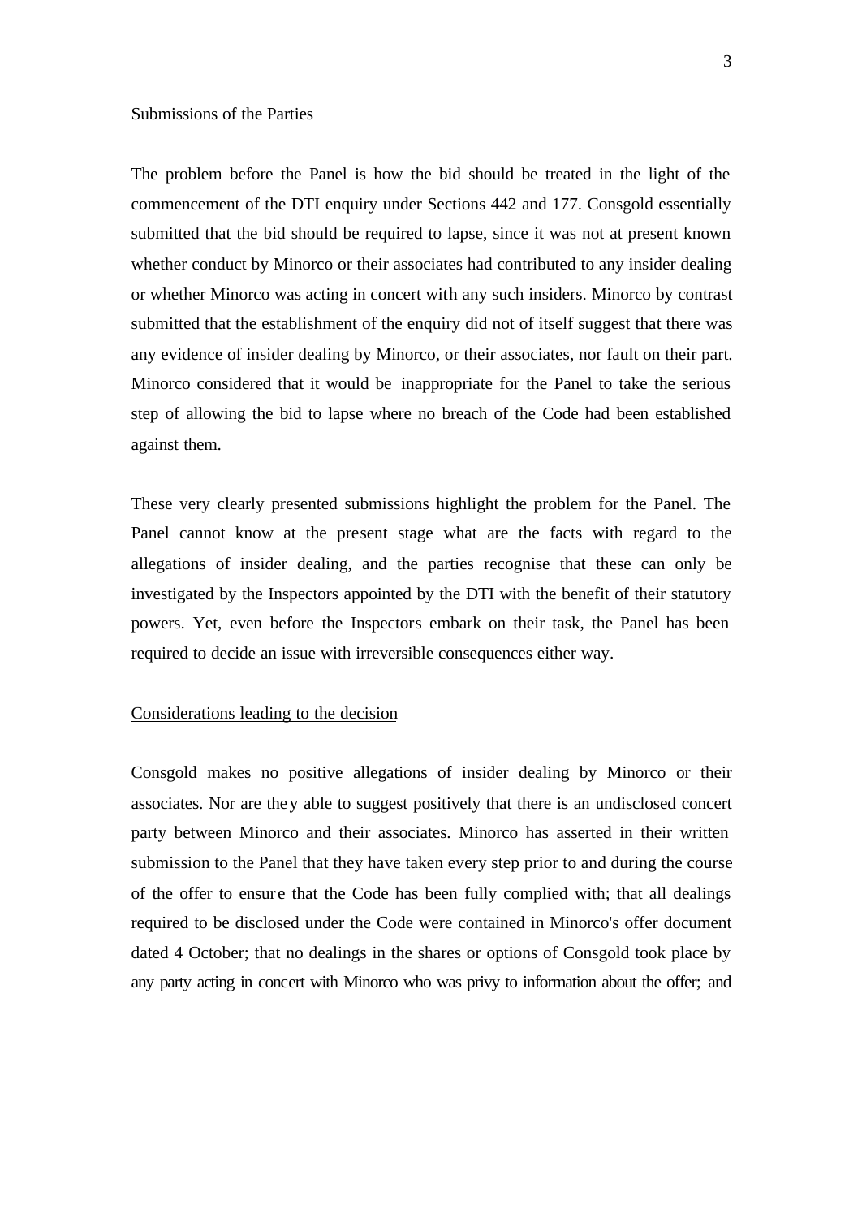Submissions of the Parties

The problem before the Panel is how the bid should be treated in the light of the commencement of the DTI enquiry under Sections 442 and 177. Consgold essentially submitted that the bid should be required to lapse, since it was not at present known whether conduct by Minorco or their associates had contributed to any insider dealing or whether Minorco was acting in concert with any such insiders. Minorco by contrast submitted that the establishment of the enquiry did not of itself suggest that there was any evidence of insider dealing by Minorco, or their associates, nor fault on their part. Minorco considered that it would be inappropriate for the Panel to take the serious step of allowing the bid to lapse where no breach of the Code had been established against them.

These very clearly presented submissions highlight the problem for the Panel. The Panel cannot know at the present stage what are the facts with regard to the allegations of insider dealing, and the parties recognise that these can only be investigated by the Inspectors appointed by the DTI with the benefit of their statutory powers. Yet, even before the Inspectors embark on their task, the Panel has been required to decide an issue with irreversible consequences either way.

Considerations leading to the decision

Consgold makes no positive allegations of insider dealing by Minorco or their associates. Nor are they able to suggest positively that there is an undisclosed concert party between Minorco and their associates. Minorco has asserted in their written submission to the Panel that they have taken every step prior to and during the course of the offer to ensure that the Code has been fully complied with; that all dealings required to be disclosed under the Code were contained in Minorco's offer document dated 4 October; that no dealings in the shares or options of Consgold took place by any party acting in concert with Minorco who was privy to information about the offer; and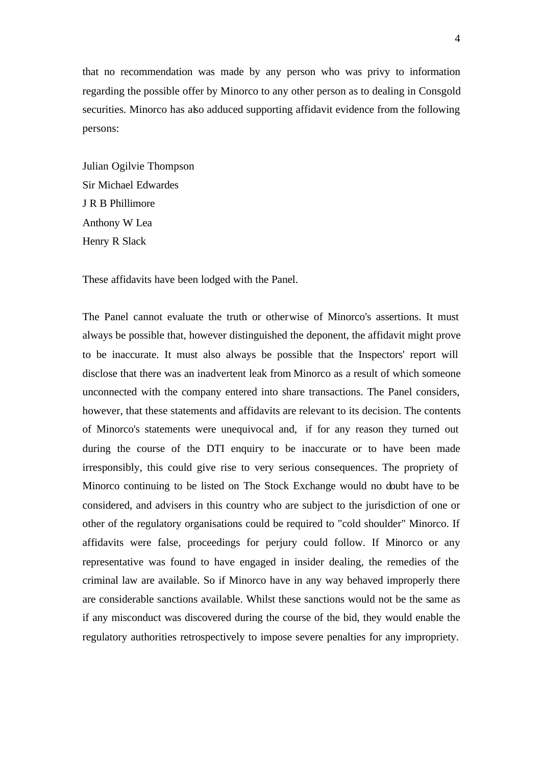that no recommendation was made by any person who was privy to information regarding the possible offer by Minorco to any other person as to dealing in Consgold securities. Minorco has also adduced supporting affidavit evidence from the following persons:

Julian Ogilvie Thompson
Sir Michael Edwardes
J R B Phillimore
Anthony W Lea
Henry R Slack

These affidavits have been lodged with the Panel.

The Panel cannot evaluate the truth or otherwise of Minorco's assertions. It must always be possible that, however distinguished the deponent, the affidavit might prove to be inaccurate. It must also always be possible that the Inspectors' report will disclose that there was an inadvertent leak from Minorco as a result of which someone unconnected with the company entered into share transactions. The Panel considers, however, that these statements and affidavits are relevant to its decision. The contents of Minorco's statements were unequivocal and, if for any reason they turned out during the course of the DTI enquiry to be inaccurate or to have been made irresponsibly, this could give rise to very serious consequences. The propriety of Minorco continuing to be listed on The Stock Exchange would no doubt have to be considered, and advisers in this country who are subject to the jurisdiction of one or other of the regulatory organisations could be required to "cold shoulder" Minorco. If affidavits were false, proceedings for perjury could follow. If Minorco or any representative was found to have engaged in insider dealing, the remedies of the criminal law are available. So if Minorco have in any way behaved improperly there are considerable sanctions available. Whilst these sanctions would not be the same as if any misconduct was discovered during the course of the bid, they would enable the regulatory authorities retrospectively to impose severe penalties for any impropriety.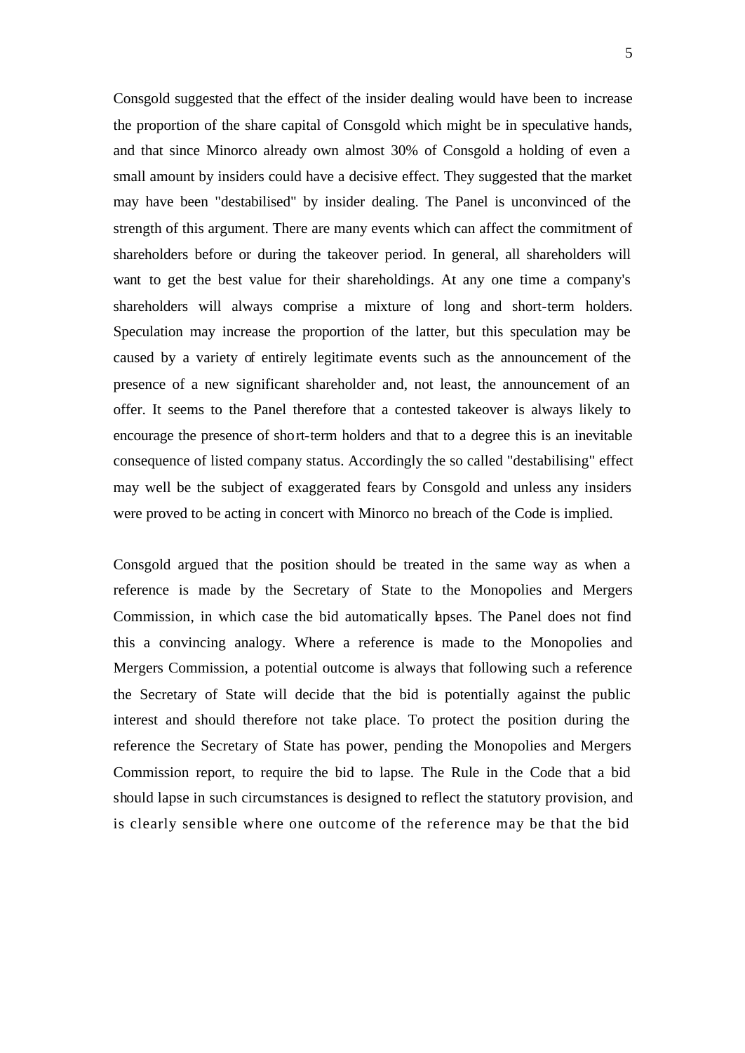Consgold suggested that the effect of the insider dealing would have been to increase the proportion of the share capital of Consgold which might be in speculative hands, and that since Minorco already own almost 30% of Consgold a holding of even a small amount by insiders could have a decisive effect. They suggested that the market may have been "destabilised" by insider dealing. The Panel is unconvinced of the strength of this argument. There are many events which can affect the commitment of shareholders before or during the takeover period. In general, all shareholders will want to get the best value for their shareholdings. At any one time a company's shareholders will always comprise a mixture of long and short-term holders. Speculation may increase the proportion of the latter, but this speculation may be caused by a variety of entirely legitimate events such as the announcement of the presence of a new significant shareholder and, not least, the announcement of an offer. It seems to the Panel therefore that a contested takeover is always likely to encourage the presence of short-term holders and that to a degree this is an inevitable consequence of listed company status. Accordingly the so called "destabilising" effect may well be the subject of exaggerated fears by Consgold and unless any insiders were proved to be acting in concert with Minorco no breach of the Code is implied.

Consgold argued that the position should be treated in the same way as when a reference is made by the Secretary of State to the Monopolies and Mergers Commission, in which case the bid automatically lapses. The Panel does not find this a convincing analogy. Where a reference is made to the Monopolies and Mergers Commission, a potential outcome is always that following such a reference the Secretary of State will decide that the bid is potentially against the public interest and should therefore not take place. To protect the position during the reference the Secretary of State has power, pending the Monopolies and Mergers Commission report, to require the bid to lapse. The Rule in the Code that a bid should lapse in such circumstances is designed to reflect the statutory provision, and is clearly sensible where one outcome of the reference may be that the bid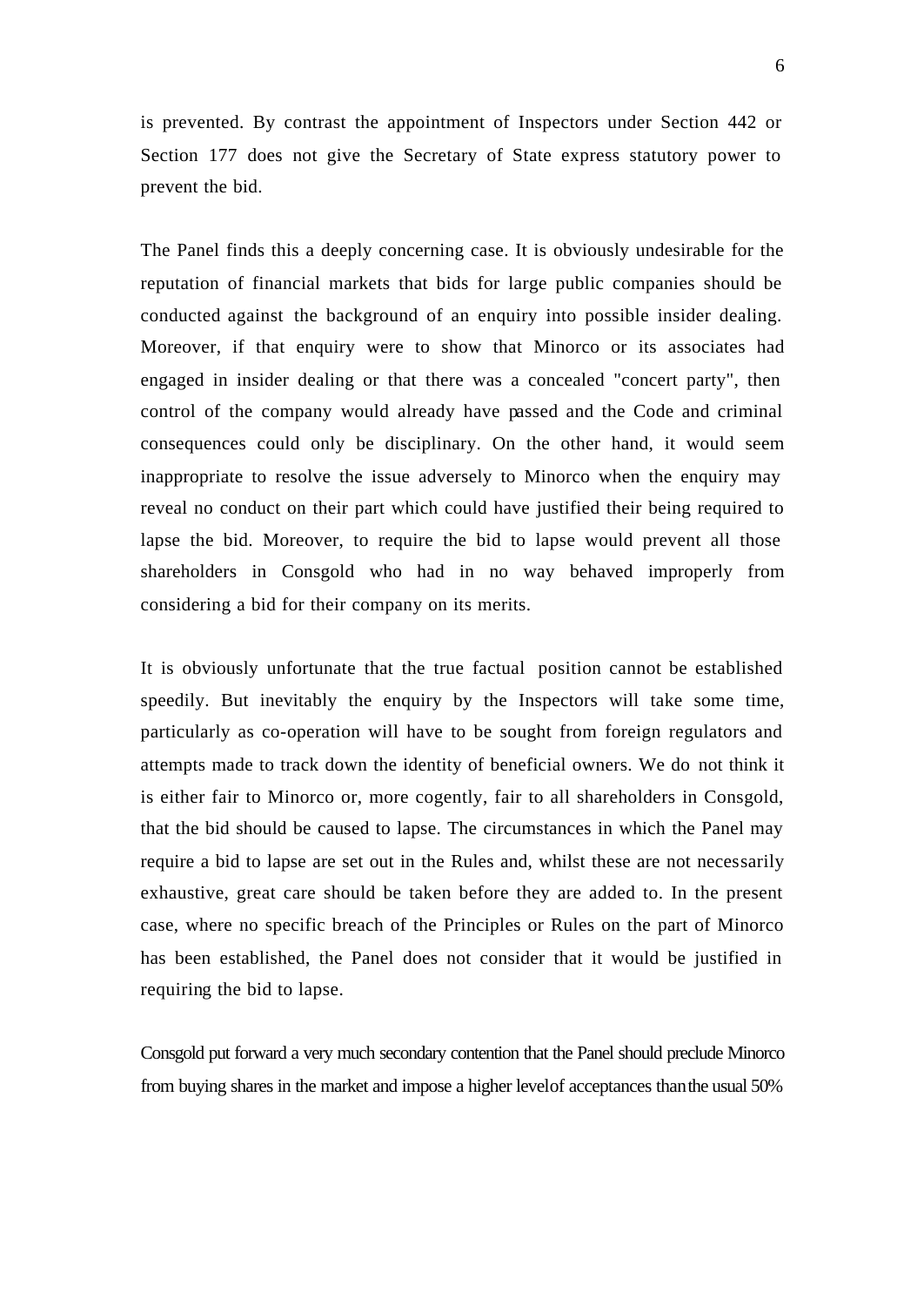is prevented. By contrast the appointment of Inspectors under Section 442 or Section 177 does not give the Secretary of State express statutory power to prevent the bid.

The Panel finds this a deeply concerning case. It is obviously undesirable for the reputation of financial markets that bids for large public companies should be conducted against the background of an enquiry into possible insider dealing. Moreover, if that enquiry were to show that Minorco or its associates had engaged in insider dealing or that there was a concealed "concert party", then control of the company would already have passed and the Code and criminal consequences could only be disciplinary. On the other hand, it would seem inappropriate to resolve the issue adversely to Minorco when the enquiry may reveal no conduct on their part which could have justified their being required to lapse the bid. Moreover, to require the bid to lapse would prevent all those shareholders in Consgold who had in no way behaved improperly from considering a bid for their company on its merits.

It is obviously unfortunate that the true factual position cannot be established speedily. But inevitably the enquiry by the Inspectors will take some time, particularly as co-operation will have to be sought from foreign regulators and attempts made to track down the identity of beneficial owners. We do not think it is either fair to Minorco or, more cogently, fair to all shareholders in Consgold, that the bid should be caused to lapse. The circumstances in which the Panel may require a bid to lapse are set out in the Rules and, whilst these are not necessarily exhaustive, great care should be taken before they are added to. In the present case, where no specific breach of the Principles or Rules on the part of Minorco has been established, the Panel does not consider that it would be justified in requiring the bid to lapse.

Consgold put forward a very much secondary contention that the Panel should preclude Minorco from buying shares in the market and impose a higher level of acceptances than the usual 50%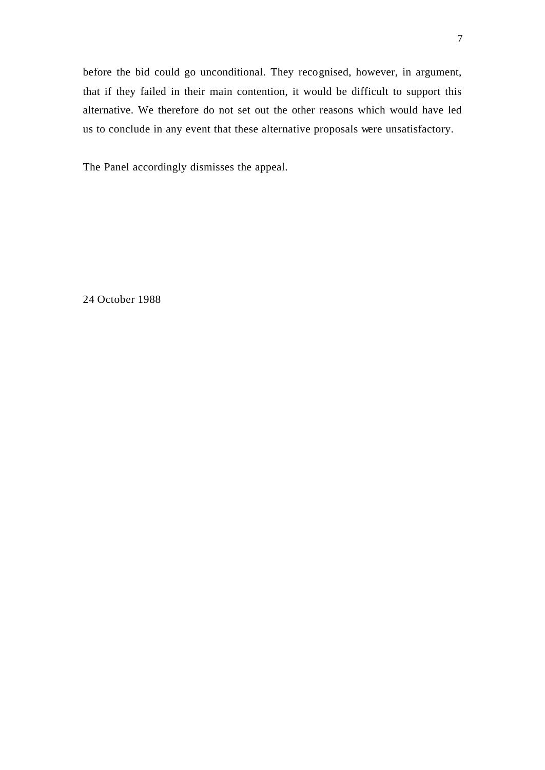before the bid could go unconditional. They recognised, however, in argument, that if they failed in their main contention, it would be difficult to support this alternative. We therefore do not set out the other reasons which would have led us to conclude in any event that these alternative proposals were unsatisfactory.

The Panel accordingly dismisses the appeal.

24 October 1988